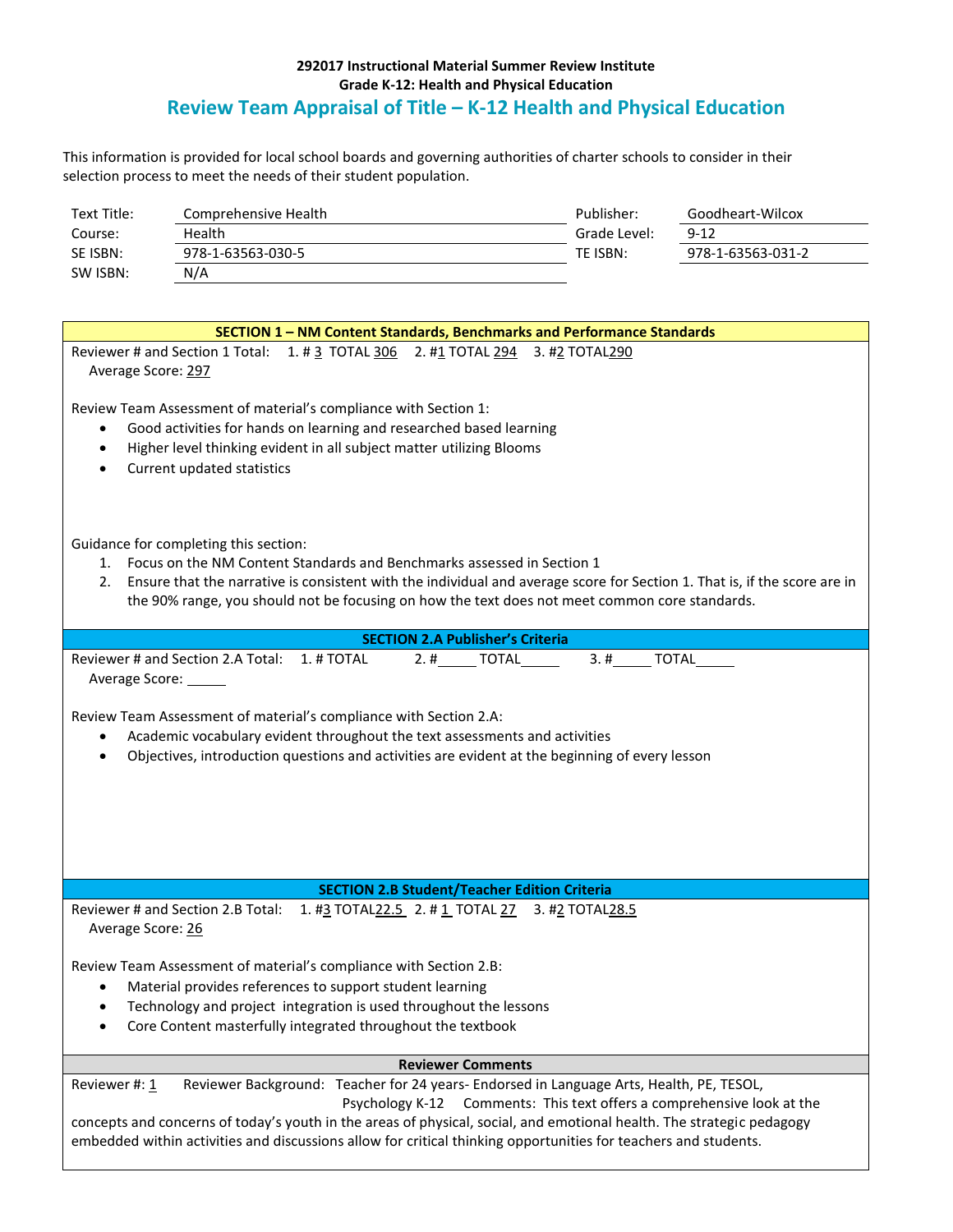**292017 Instructional Material Summer Review Institute**
**Grade K-12: Health and Physical Education**

# Review Team Appraisal of Title – K-12 Health and Physical Education

This information is provided for local school boards and governing authorities of charter schools to consider in their selection process to meet the needs of their student population.

| | | | |
|---|---|---|---|
| Text Title: | Comprehensive Health | Publisher: | Goodheart-Wilcox |
| Course: | Health | Grade Level: | 9-12 |
| SE ISBN: | 978-1-63563-030-5 | TE ISBN: | 978-1-63563-031-2 |
| SW ISBN: | N/A | | |

## SECTION 1 – NM Content Standards, Benchmarks and Performance Standards

Reviewer # and Section 1 Total: 1. # 3 TOTAL 306 2. #1 TOTAL 294 3. #2 TOTAL290
Average Score: 297

Review Team Assessment of material's compliance with Section 1:

- Good activities for hands on learning and researched based learning
- Higher level thinking evident in all subject matter utilizing Blooms
- Current updated statistics

Guidance for completing this section:

1. Focus on the NM Content Standards and Benchmarks assessed in Section 1
2. Ensure that the narrative is consistent with the individual and average score for Section 1. That is, if the score are in the 90% range, you should not be focusing on how the text does not meet common core standards.

## SECTION 2.A Publisher's Criteria

Reviewer # and Section 2.A Total: 1. # TOTAL 2. #\_\_\_\_\_ TOTAL\_\_\_\_\_ 3. #\_\_\_\_\_ TOTAL\_\_\_\_\_
Average Score: \_\_\_\_\_

Review Team Assessment of material's compliance with Section 2.A:

- Academic vocabulary evident throughout the text assessments and activities
- Objectives, introduction questions and activities are evident at the beginning of every lesson

## SECTION 2.B Student/Teacher Edition Criteria

Reviewer # and Section 2.B Total: 1. #3 TOTAL22.5 2. # 1 TOTAL 27 3. #2 TOTAL28.5
Average Score: 26

Review Team Assessment of material's compliance with Section 2.B:

- Material provides references to support student learning
- Technology and project integration is used throughout the lessons
- Core Content masterfully integrated throughout the textbook

## Reviewer Comments

Reviewer #: 1 Reviewer Background: Teacher for 24 years- Endorsed in Language Arts, Health, PE, TESOL, Psychology K-12 Comments: This text offers a comprehensive look at the concepts and concerns of today's youth in the areas of physical, social, and emotional health. The strategic pedagogy embedded within activities and discussions allow for critical thinking opportunities for teachers and students.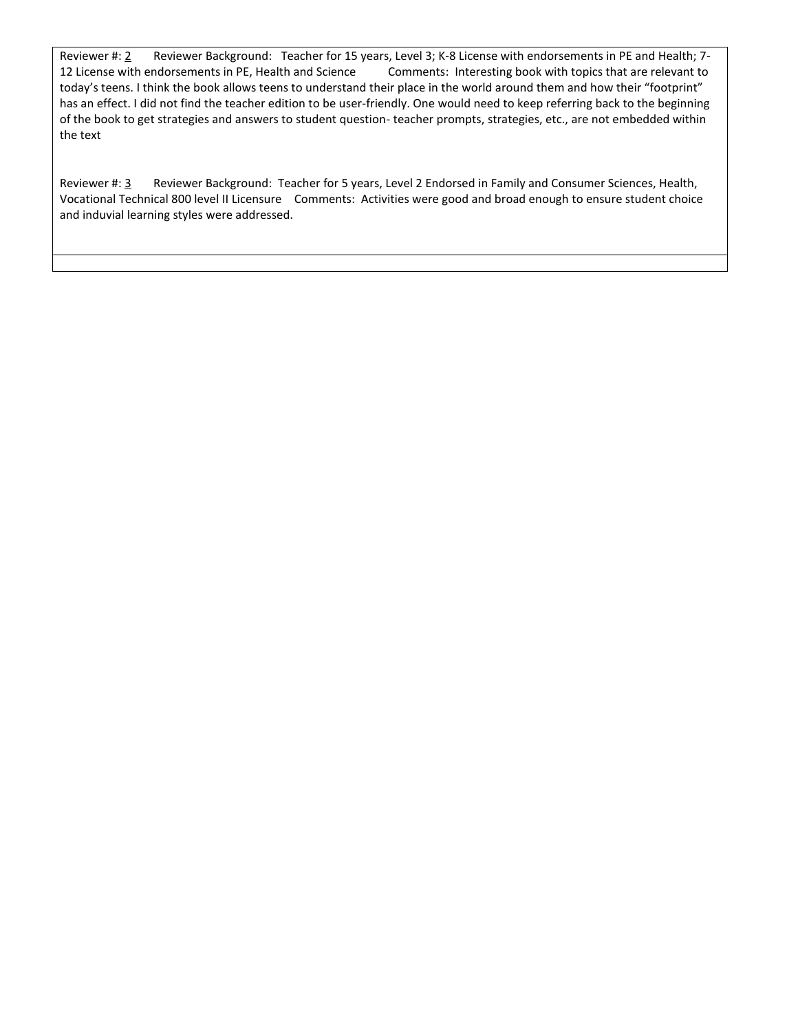Reviewer #: 2 Reviewer Background: Teacher for 15 years, Level 3; K-8 License with endorsements in PE and Health; 7-12 License with endorsements in PE, Health and Science Comments: Interesting book with topics that are relevant to today's teens. I think the book allows teens to understand their place in the world around them and how their "footprint" has an effect. I did not find the teacher edition to be user-friendly. One would need to keep referring back to the beginning of the book to get strategies and answers to student question- teacher prompts, strategies, etc., are not embedded within the text

Reviewer #: 3 Reviewer Background: Teacher for 5 years, Level 2 Endorsed in Family and Consumer Sciences, Health, Vocational Technical 800 level II Licensure Comments: Activities were good and broad enough to ensure student choice and induvial learning styles were addressed.